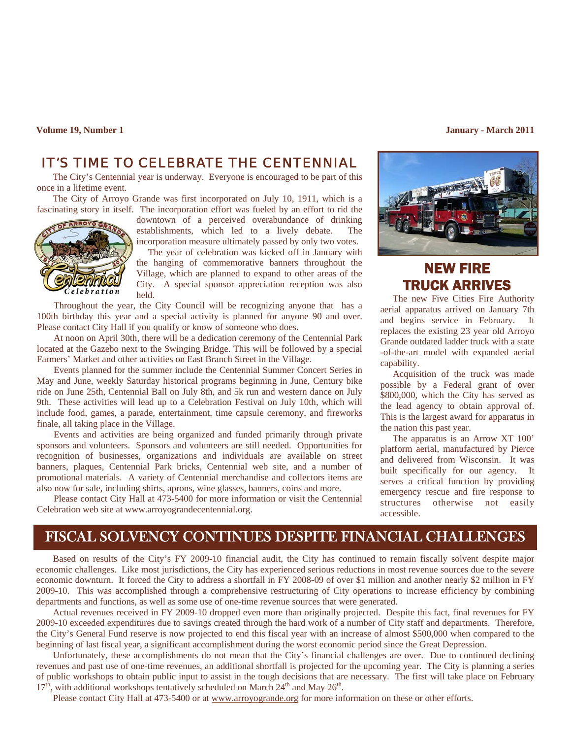Volume 19, Number 1 — January - March 2011

## IT'S TIME TO CELEBRATE THE CENTENNIAL

The City's Centennial year is underway. Everyone is encouraged to be part of this once in a lifetime event.

The City of Arroyo Grande was first incorporated on July 10, 1911, which is a fascinating story in itself. The incorporation effort was fueled by an effort to rid the downtown of a perceived overabundance of drinking establishments, which led to a lively debate. The incorporation measure ultimately passed by only two votes.

The year of celebration was kicked off in January with the hanging of commemorative banners throughout the Village, which are planned to expand to other areas of the City. A special sponsor appreciation reception was also held.

Throughout the year, the City Council will be recognizing anyone that has a 100th birthday this year and a special activity is planned for anyone 90 and over. Please contact City Hall if you qualify or know of someone who does.

At noon on April 30th, there will be a dedication ceremony of the Centennial Park located at the Gazebo next to the Swinging Bridge. This will be followed by a special Farmers' Market and other activities on East Branch Street in the Village.

Events planned for the summer include the Centennial Summer Concert Series in May and June, weekly Saturday historical programs beginning in June, Century bike ride on June 25th, Centennial Ball on July 8th, and 5k run and western dance on July 9th. These activities will lead up to a Celebration Festival on July 10th, which will include food, games, a parade, entertainment, time capsule ceremony, and fireworks finale, all taking place in the Village.

Events and activities are being organized and funded primarily through private sponsors and volunteers. Sponsors and volunteers are still needed. Opportunities for recognition of businesses, organizations and individuals are available on street banners, plaques, Centennial Park bricks, Centennial web site, and a number of promotional materials. A variety of Centennial merchandise and collectors items are also now for sale, including shirts, aprons, wine glasses, banners, coins and more.

Please contact City Hall at 473-5400 for more information or visit the Centennial Celebration web site at www.arroyograndecentennial.org.

## NEW FIRE TRUCK ARRIVES

The new Five Cities Fire Authority aerial apparatus arrived on January 7th and begins service in February. It replaces the existing 23 year old Arroyo Grande outdated ladder truck with a state-of-the-art model with expanded aerial capability.

Acquisition of the truck was made possible by a Federal grant of over $800,000, which the City has served as the lead agency to obtain approval of. This is the largest award for apparatus in the nation this past year.

The apparatus is an Arrow XT 100' platform aerial, manufactured by Pierce and delivered from Wisconsin. It was built specifically for our agency. It serves a critical function by providing emergency rescue and fire response to structures otherwise not easily accessible.

## FISCAL SOLVENCY CONTINUES DESPITE FINANCIAL CHALLENGES

Based on results of the City's FY 2009-10 financial audit, the City has continued to remain fiscally solvent despite major economic challenges. Like most jurisdictions, the City has experienced serious reductions in most revenue sources due to the severe economic downturn. It forced the City to address a shortfall in FY 2008-09 of over $1 million and another nearly $2 million in FY 2009-10. This was accomplished through a comprehensive restructuring of City operations to increase efficiency by combining departments and functions, as well as some use of one-time revenue sources that were generated.

Actual revenues received in FY 2009-10 dropped even more than originally projected. Despite this fact, final revenues for FY 2009-10 exceeded expenditures due to savings created through the hard work of a number of City staff and departments. Therefore, the City's General Fund reserve is now projected to end this fiscal year with an increase of almost $500,000 when compared to the beginning of last fiscal year, a significant accomplishment during the worst economic period since the Great Depression.

Unfortunately, these accomplishments do not mean that the City's financial challenges are over. Due to continued declining revenues and past use of one-time revenues, an additional shortfall is projected for the upcoming year. The City is planning a series of public workshops to obtain public input to assist in the tough decisions that are necessary. The first will take place on February 17th, with additional workshops tentatively scheduled on March 24th and May 26th.

Please contact City Hall at 473-5400 or at www.arroyogrande.org for more information on these or other efforts.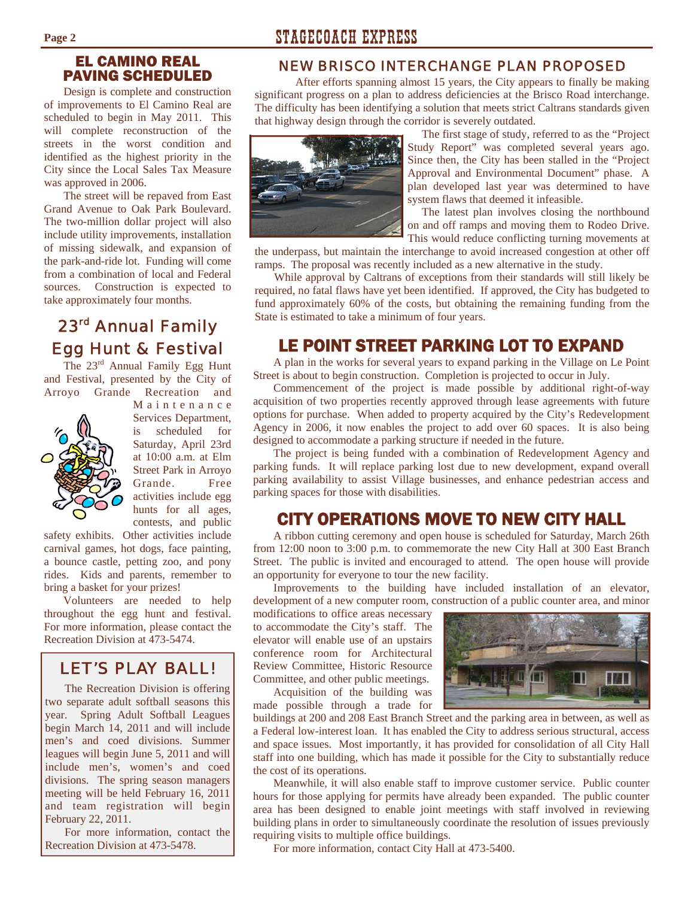## EL CAMINO REAL PAVING SCHEDULED

Design is complete and construction of improvements to El Camino Real are scheduled to begin in May 2011. This will complete reconstruction of the streets in the worst condition and identified as the highest priority in the City since the Local Sales Tax Measure was approved in 2006.

The street will be repaved from East Grand Avenue to Oak Park Boulevard. The two-million dollar project will also include utility improvements, installation of missing sidewalk, and expansion of the park-and-ride lot. Funding will come from a combination of local and Federal sources. Construction is expected to take approximately four months.

## 23rd Annual Family Egg Hunt & Festival

The 23rd Annual Family Egg Hunt and Festival, presented by the City of Arroyo Grande Recreation and Maintenance Services Department, is scheduled for Saturday, April 23rd at 10:00 a.m. at Elm Street Park in Arroyo Grande. Free activities include egg hunts for all ages, contests, and public safety exhibits. Other activities include carnival games, hot dogs, face painting, a bounce castle, petting zoo, and pony rides. Kids and parents, remember to bring a basket for your prizes!

Volunteers are needed to help throughout the egg hunt and festival. For more information, please contact the Recreation Division at 473-5474.

## LET'S PLAY BALL!

The Recreation Division is offering two separate adult softball seasons this year. Spring Adult Softball Leagues begin March 14, 2011 and will include men's and coed divisions. Summer leagues will begin June 5, 2011 and will include men's, women's and coed divisions. The spring season managers meeting will be held February 16, 2011 and team registration will begin February 22, 2011.

For more information, contact the Recreation Division at 473-5478.

## NEW BRISCO INTERCHANGE PLAN PROPOSED

After efforts spanning almost 15 years, the City appears to finally be making significant progress on a plan to address deficiencies at the Brisco Road interchange. The difficulty has been identifying a solution that meets strict Caltrans standards given that highway design through the corridor is severely outdated.

The first stage of study, referred to as the "Project Study Report" was completed several years ago. Since then, the City has been stalled in the "Project Approval and Environmental Document" phase. A plan developed last year was determined to have system flaws that deemed it infeasible.

The latest plan involves closing the northbound on and off ramps and moving them to Rodeo Drive. This would reduce conflicting turning movements at the underpass, but maintain the interchange to avoid increased congestion at other off ramps. The proposal was recently included as a new alternative in the study.

While approval by Caltrans of exceptions from their standards will still likely be required, no fatal flaws have yet been identified. If approved, the City has budgeted to fund approximately 60% of the costs, but obtaining the remaining funding from the State is estimated to take a minimum of four years.

## LE POINT STREET PARKING LOT TO EXPAND

A plan in the works for several years to expand parking in the Village on Le Point Street is about to begin construction. Completion is projected to occur in July.

Commencement of the project is made possible by additional right-of-way acquisition of two properties recently approved through lease agreements with future options for purchase. When added to property acquired by the City's Redevelopment Agency in 2006, it now enables the project to add over 60 spaces. It is also being designed to accommodate a parking structure if needed in the future.

The project is being funded with a combination of Redevelopment Agency and parking funds. It will replace parking lost due to new development, expand overall parking availability to assist Village businesses, and enhance pedestrian access and parking spaces for those with disabilities.

## CITY OPERATIONS MOVE TO NEW CITY HALL

A ribbon cutting ceremony and open house is scheduled for Saturday, March 26th from 12:00 noon to 3:00 p.m. to commemorate the new City Hall at 300 East Branch Street. The public is invited and encouraged to attend. The open house will provide an opportunity for everyone to tour the new facility.

Improvements to the building have included installation of an elevator, development of a new computer room, construction of a public counter area, and minor modifications to office areas necessary to accommodate the City's staff. The elevator will enable use of an upstairs conference room for Architectural Review Committee, Historic Resource Committee, and other public meetings.

Acquisition of the building was made possible through a trade for buildings at 200 and 208 East Branch Street and the parking area in between, as well as a Federal low-interest loan. It has enabled the City to address serious structural, access and space issues. Most importantly, it has provided for consolidation of all City Hall staff into one building, which has made it possible for the City to substantially reduce the cost of its operations.

Meanwhile, it will also enable staff to improve customer service. Public counter hours for those applying for permits have already been expanded. The public counter area has been designed to enable joint meetings with staff involved in reviewing building plans in order to simultaneously coordinate the resolution of issues previously requiring visits to multiple office buildings.

For more information, contact City Hall at 473-5400.